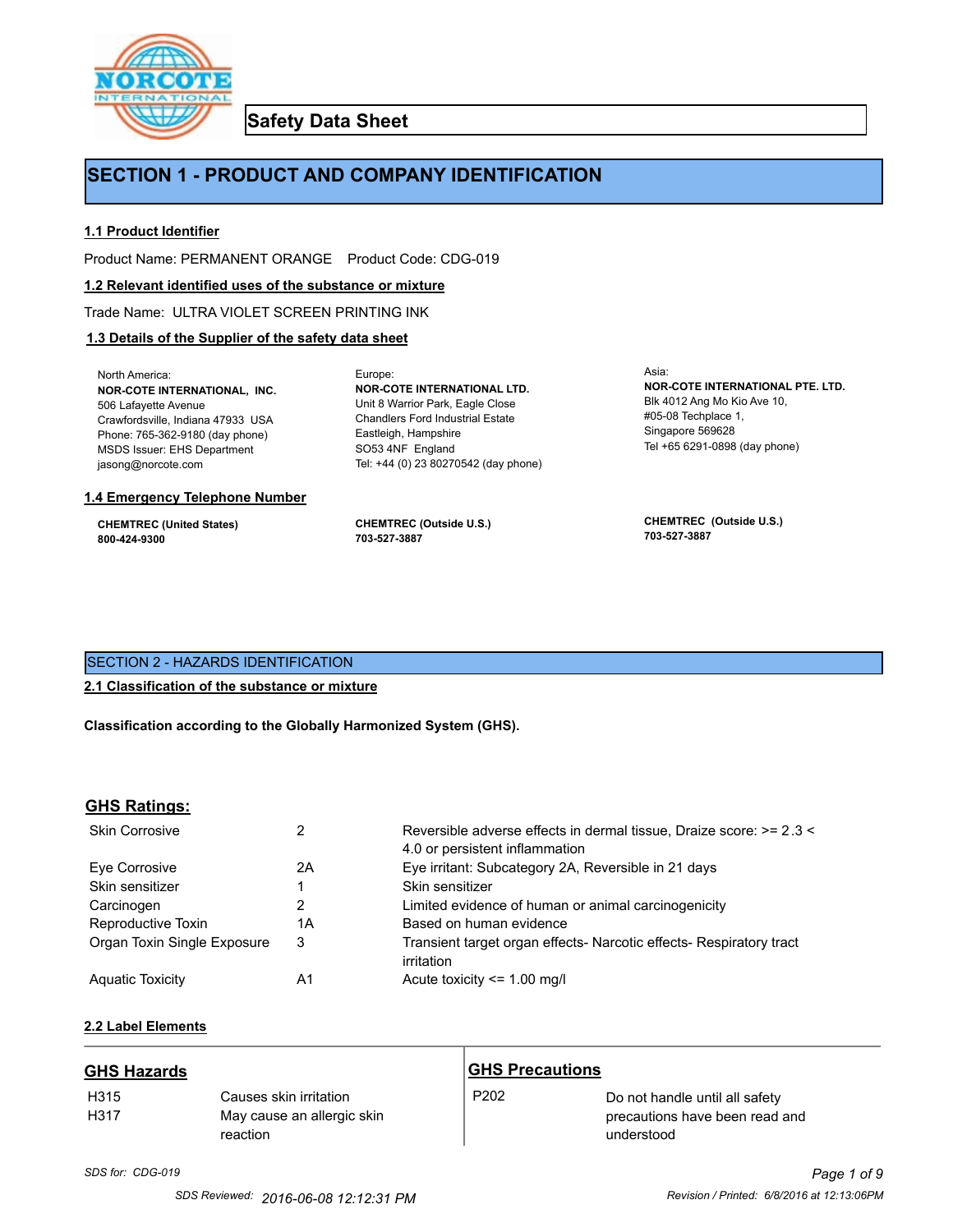# Safety Data Sheet

## SECTION 1 - PRODUCT AND COMPANY IDENTIFICATION

### 1.1 Product Identifier

Product Name: PERMANENT ORANGE    Product Code: CDG-019

### 1.2 Relevant identified uses of the substance or mixture

Trade Name: ULTRA VIOLET SCREEN PRINTING INK

### 1.3 Details of the Supplier of the safety data sheet

North America:
**NOR-COTE INTERNATIONAL, INC.**
506 Lafayette Avenue
Crawfordsville, Indiana 47933 USA
Phone: 765-362-9180 (day phone)
MSDS Issuer: EHS Department
jasong@norcote.com

Europe:
**NOR-COTE INTERNATIONAL LTD.**
Unit 8 Warrior Park, Eagle Close
Chandlers Ford Industrial Estate
Eastleigh, Hampshire
SO53 4NF England
Tel: +44 (0) 23 80270542 (day phone)

Asia:
**NOR-COTE INTERNATIONAL PTE. LTD.**
Blk 4012 Ang Mo Kio Ave 10,
#05-08 Techplace 1,
Singapore 569628
Tel +65 6291-0898 (day phone)

### 1.4 Emergency Telephone Number

**CHEMTREC (United States)**
**800-424-9300**

**CHEMTREC (Outside U.S.)**
**703-527-3887**

**CHEMTREC (Outside U.S.)**
**703-527-3887**

## SECTION 2 - HAZARDS IDENTIFICATION

### 2.1 Classification of the substance or mixture

**Classification according to the Globally Harmonized System (GHS).**

### GHS Ratings:

| | | |
|---|---|---|
| Skin Corrosive | 2 | Reversible adverse effects in dermal tissue, Draize score: >= 2.3 < 4.0 or persistent inflammation |
| Eye Corrosive | 2A | Eye irritant: Subcategory 2A, Reversible in 21 days |
| Skin sensitizer | 1 | Skin sensitizer |
| Carcinogen | 2 | Limited evidence of human or animal carcinogenicity |
| Reproductive Toxin | 1A | Based on human evidence |
| Organ Toxin Single Exposure | 3 | Transient target organ effects- Narcotic effects- Respiratory tract irritation |
| Aquatic Toxicity | A1 | Acute toxicity <= 1.00 mg/l |

### 2.2 Label Elements

| GHS Hazards | | GHS Precautions | |
|---|---|---|---|
| H315 | Causes skin irritation | P202 | Do not handle until all safety precautions have been read and understood |
| H317 | May cause an allergic skin reaction | | |

*SDS for: CDG-019*

SDS Reviewed: 2016-06-08 12:12:31 PM    Revision / Printed: 6/8/2016 at 12:13:06PM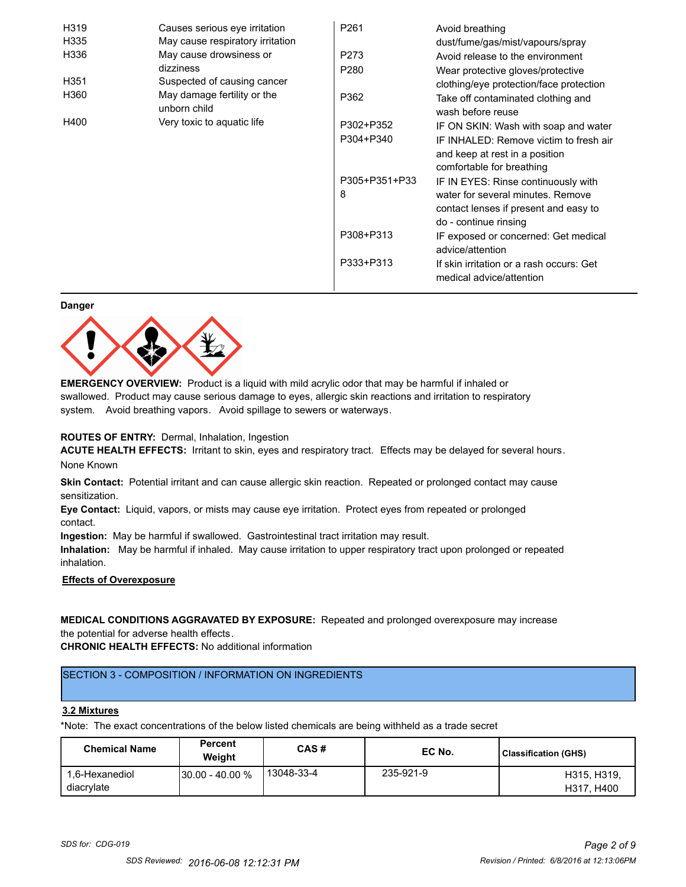| | | | |
|---|---|---|---|
| H319 | Causes serious eye irritation | P261 | Avoid breathing dust/fume/gas/mist/vapours/spray |
| H335 | May cause respiratory irritation | P273 | Avoid release to the environment |
| H336 | May cause drowsiness or dizziness | P280 | Wear protective gloves/protective clothing/eye protection/face protection |
| H351 | Suspected of causing cancer | P362 | Take off contaminated clothing and wash before reuse |
| H360 | May damage fertility or the unborn child | P302+P352 | IF ON SKIN: Wash with soap and water |
| H400 | Very toxic to aquatic life | P304+P340 | IF INHALED: Remove victim to fresh air and keep at rest in a position comfortable for breathing |
| | | P305+P351+P338 | IF IN EYES: Rinse continuously with water for several minutes. Remove contact lenses if present and easy to do - continue rinsing |
| | | P308+P313 | IF exposed or concerned: Get medical advice/attention |
| | | P333+P313 | If skin irritation or a rash occurs: Get medical advice/attention |

**Danger**

**EMERGENCY OVERVIEW:** Product is a liquid with mild acrylic odor that may be harmful if inhaled or swallowed. Product may cause serious damage to eyes, allergic skin reactions and irritation to respiratory system. Avoid breathing vapors. Avoid spillage to sewers or waterways.

**ROUTES OF ENTRY:** Dermal, Inhalation, Ingestion

**ACUTE HEALTH EFFECTS:** Irritant to skin, eyes and respiratory tract. Effects may be delayed for several hours.

None Known

**Skin Contact:** Potential irritant and can cause allergic skin reaction. Repeated or prolonged contact may cause sensitization.

**Eye Contact:** Liquid, vapors, or mists may cause eye irritation. Protect eyes from repeated or prolonged contact.

**Ingestion:** May be harmful if swallowed. Gastrointestinal tract irritation may result.

**Inhalation:** May be harmful if inhaled. May cause irritation to upper respiratory tract upon prolonged or repeated inhalation.

**Effects of Overexposure**

**MEDICAL CONDITIONS AGGRAVATED BY EXPOSURE:** Repeated and prolonged overexposure may increase the potential for adverse health effects.

**CHRONIC HEALTH EFFECTS:** No additional information

## SECTION 3 - COMPOSITION / INFORMATION ON INGREDIENTS

### 3.2 Mixtures

*Note: The exact concentrations of the below listed chemicals are being withheld as a trade secret

| Chemical Name | Percent Weight | CAS # | EC No. | Classification (GHS) |
|---|---|---|---|---|
| 1,6-Hexanediol diacrylate | 30.00 - 40.00 % | 13048-33-4 | 235-921-9 | H315, H319, H317, H400 |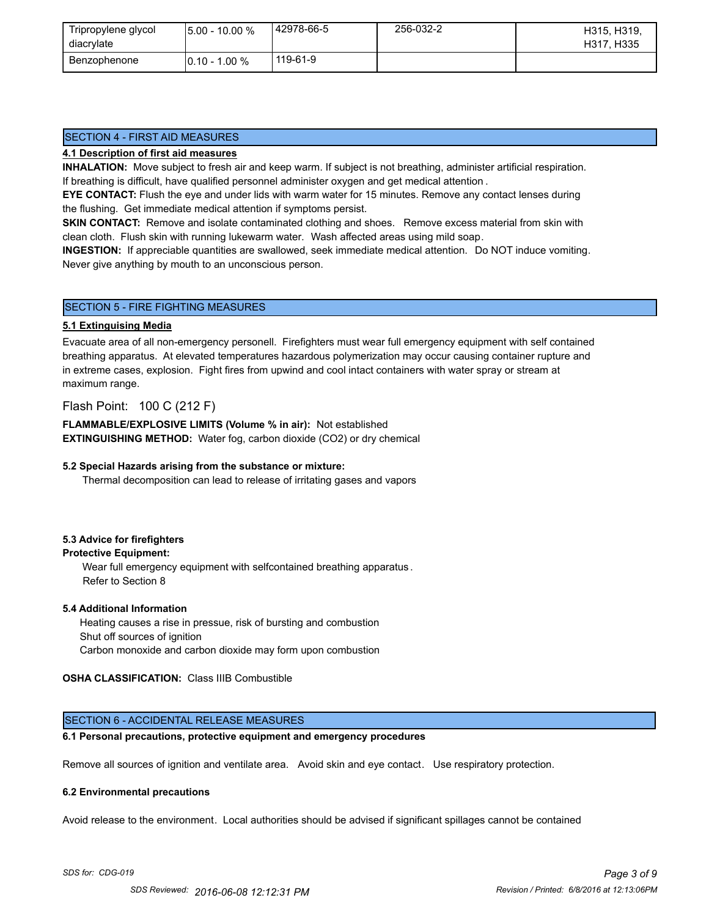| Tripropylene glycol diacrylate | 5.00 - 10.00 % | 42978-66-5 | 256-032-2 | H315, H319, H317, H335 |
|---|---|---|---|---|
| Benzophenone | 0.10 - 1.00 % | 119-61-9 | | |

## SECTION 4 - FIRST AID MEASURES

**4.1 Description of first aid measures**

**INHALATION:** Move subject to fresh air and keep warm. If subject is not breathing, administer artificial respiration. If breathing is difficult, have qualified personnel administer oxygen and get medical attention .

**EYE CONTACT:** Flush the eye and under lids with warm water for 15 minutes. Remove any contact lenses during the flushing. Get immediate medical attention if symptoms persist.

**SKIN CONTACT:** Remove and isolate contaminated clothing and shoes. Remove excess material from skin with clean cloth. Flush skin with running lukewarm water. Wash affected areas using mild soap.

**INGESTION:** If appreciable quantities are swallowed, seek immediate medical attention. Do NOT induce vomiting. Never give anything by mouth to an unconscious person.

## SECTION 5 - FIRE FIGHTING MEASURES

**5.1 Extinguising Media**

Evacuate area of all non-emergency personell. Firefighters must wear full emergency equipment with self contained breathing apparatus. At elevated temperatures hazardous polymerization may occur causing container rupture and in extreme cases, explosion. Fight fires from upwind and cool intact containers with water spray or stream at maximum range.

Flash Point: 100 C (212 F)

**FLAMMABLE/EXPLOSIVE LIMITS (Volume % in air):** Not established

**EXTINGUISHING METHOD:** Water fog, carbon dioxide (CO2) or dry chemical

**5.2 Special Hazards arising from the substance or mixture:**

Thermal decomposition can lead to release of irritating gases and vapors

**5.3 Advice for firefighters**

**Protective Equipment:**

Wear full emergency equipment with selfcontained breathing apparatus .
Refer to Section 8

**5.4 Additional Information**

Heating causes a rise in pressue, risk of bursting and combustion
Shut off sources of ignition
Carbon monoxide and carbon dioxide may form upon combustion

**OSHA CLASSIFICATION:** Class IIIB Combustible

## SECTION 6 - ACCIDENTAL RELEASE MEASURES

**6.1 Personal precautions, protective equipment and emergency procedures**

Remove all sources of ignition and ventilate area. Avoid skin and eye contact. Use respiratory protection.

**6.2 Environmental precautions**

Avoid release to the environment. Local authorities should be advised if significant spillages cannot be contained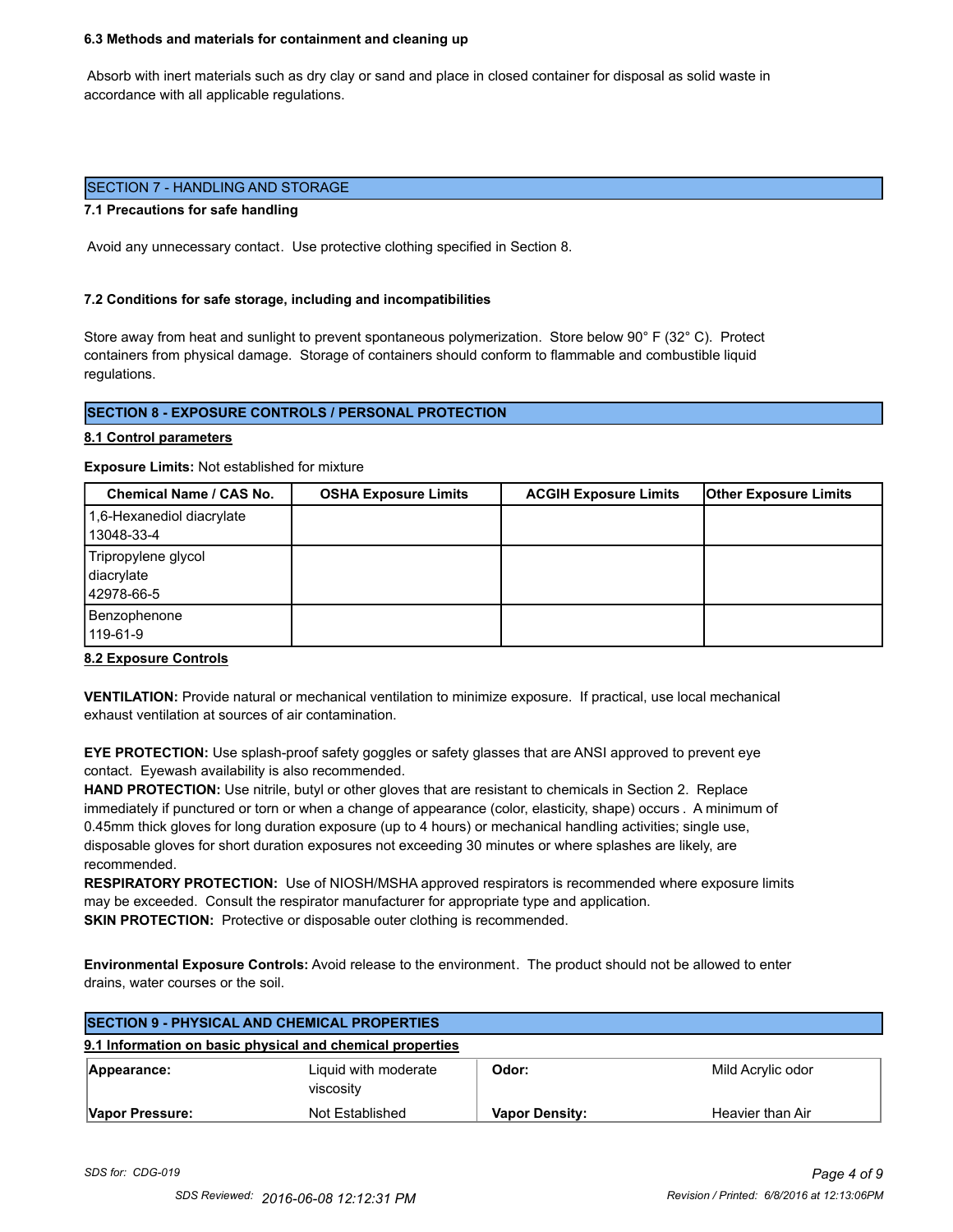### 6.3 Methods and materials for containment and cleaning up

Absorb with inert materials such as dry clay or sand and place in closed container for disposal as solid waste in accordance with all applicable regulations.

## SECTION 7 - HANDLING AND STORAGE

### 7.1 Precautions for safe handling

Avoid any unnecessary contact. Use protective clothing specified in Section 8.

### 7.2 Conditions for safe storage, including and incompatibilities

Store away from heat and sunlight to prevent spontaneous polymerization. Store below 90° F (32° C). Protect containers from physical damage. Storage of containers should conform to flammable and combustible liquid regulations.

## SECTION 8 - EXPOSURE CONTROLS / PERSONAL PROTECTION

### 8.1 Control parameters

**Exposure Limits:** Not established for mixture

| Chemical Name / CAS No. | OSHA Exposure Limits | ACGIH Exposure Limits | Other Exposure Limits |
|---|---|---|---|
| 1,6-Hexanediol diacrylate 13048-33-4 | | | |
| Tripropylene glycol diacrylate 42978-66-5 | | | |
| Benzophenone 119-61-9 | | | |

### 8.2 Exposure Controls

**VENTILATION:** Provide natural or mechanical ventilation to minimize exposure. If practical, use local mechanical exhaust ventilation at sources of air contamination.

**EYE PROTECTION:** Use splash-proof safety goggles or safety glasses that are ANSI approved to prevent eye contact. Eyewash availability is also recommended.

**HAND PROTECTION:** Use nitrile, butyl or other gloves that are resistant to chemicals in Section 2. Replace immediately if punctured or torn or when a change of appearance (color, elasticity, shape) occurs . A minimum of 0.45mm thick gloves for long duration exposure (up to 4 hours) or mechanical handling activities; single use, disposable gloves for short duration exposures not exceeding 30 minutes or where splashes are likely, are recommended.

**RESPIRATORY PROTECTION:** Use of NIOSH/MSHA approved respirators is recommended where exposure limits may be exceeded. Consult the respirator manufacturer for appropriate type and application.

**SKIN PROTECTION:** Protective or disposable outer clothing is recommended.

**Environmental Exposure Controls:** Avoid release to the environment. The product should not be allowed to enter drains, water courses or the soil.

## SECTION 9 - PHYSICAL AND CHEMICAL PROPERTIES

### 9.1 Information on basic physical and chemical properties

| | | | |
|---|---|---|---|
| **Appearance:** | Liquid with moderate viscosity | **Odor:** | Mild Acrylic odor |
| **Vapor Pressure:** | Not Established | **Vapor Density:** | Heavier than Air |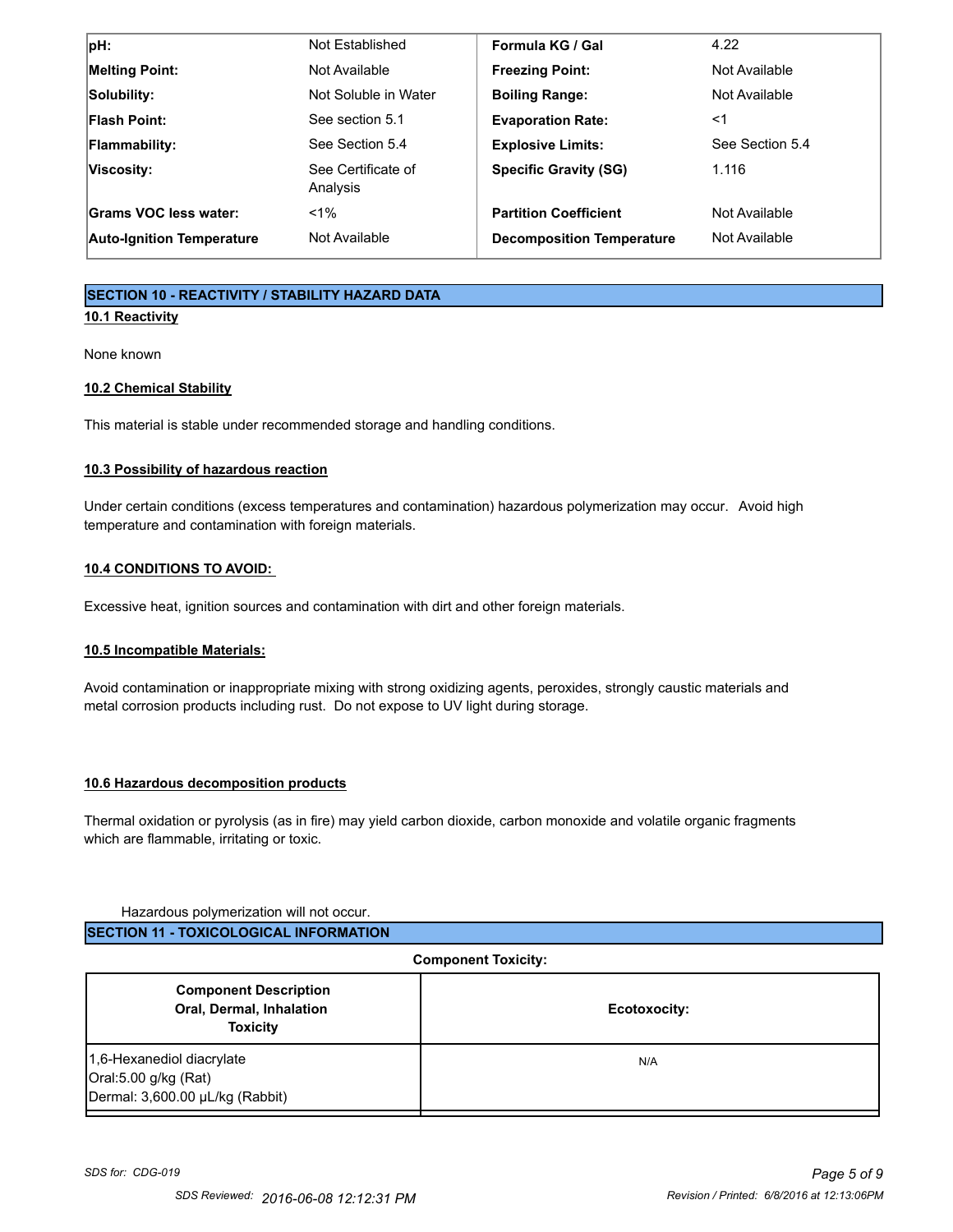| pH: | Not Established | Formula KG / Gal | 4.22 |
|---|---|---|---|
| Melting Point: | Not Available | Freezing Point: | Not Available |
| Solubility: | Not Soluble in Water | Boiling Range: | Not Available |
| Flash Point: | See section 5.1 | Evaporation Rate: | <1 |
| Flammability: | See Section 5.4 | Explosive Limits: | See Section 5.4 |
| Viscosity: | See Certificate of Analysis | Specific Gravity (SG) | 1.116 |
| Grams VOC less water: | <1% | Partition Coefficient | Not Available |
| Auto-Ignition Temperature | Not Available | Decomposition Temperature | Not Available |

## SECTION 10 - REACTIVITY / STABILITY HAZARD DATA

### 10.1 Reactivity

None known

### 10.2 Chemical Stability

This material is stable under recommended storage and handling conditions.

### 10.3 Possibility of hazardous reaction

Under certain conditions (excess temperatures and contamination) hazardous polymerization may occur. Avoid high temperature and contamination with foreign materials.

### 10.4 CONDITIONS TO AVOID:

Excessive heat, ignition sources and contamination with dirt and other foreign materials.

### 10.5 Incompatible Materials:

Avoid contamination or inappropriate mixing with strong oxidizing agents, peroxides, strongly caustic materials and metal corrosion products including rust. Do not expose to UV light during storage.

### 10.6 Hazardous decomposition products

Thermal oxidation or pyrolysis (as in fire) may yield carbon dioxide, carbon monoxide and volatile organic fragments which are flammable, irritating or toxic.

Hazardous polymerization will not occur.

## SECTION 11 - TOXICOLOGICAL INFORMATION

**Component Toxicity:**

| Component Description Oral, Dermal, Inhalation Toxicity | Ecotoxocity: |
|---|---|
| 1,6-Hexanediol diacrylate<br>Oral:5.00 g/kg (Rat)<br>Dermal: 3,600.00 µL/kg (Rabbit) | N/A |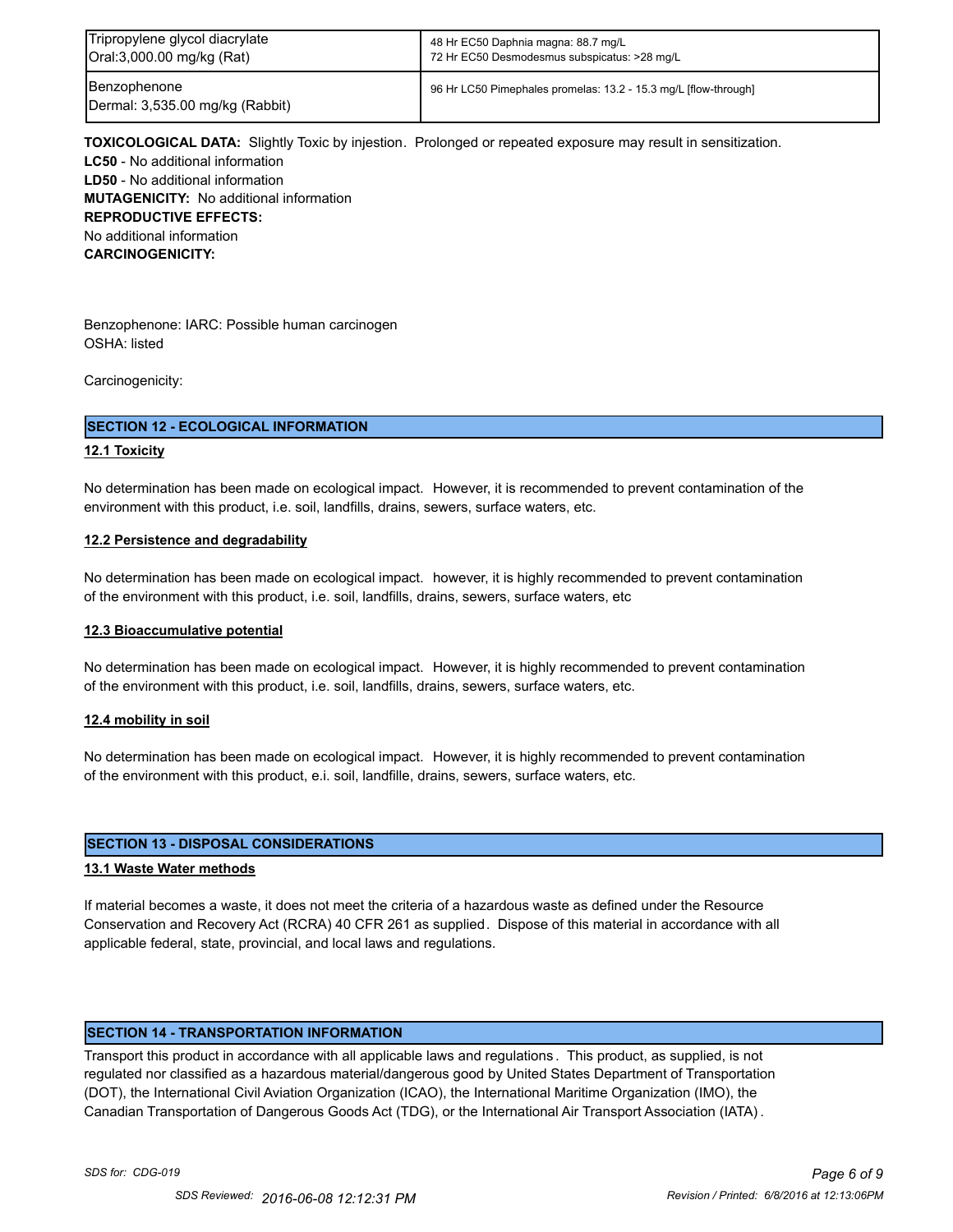| Tripropylene glycol diacrylate<br>Oral:3,000.00 mg/kg (Rat) | 48 Hr EC50 Daphnia magna: 88.7 mg/L<br>72 Hr EC50 Desmodesmus subspicatus: >28 mg/L |
|---|---|
| Benzophenone<br>Dermal: 3,535.00 mg/kg (Rabbit) | 96 Hr LC50 Pimephales promelas: 13.2 - 15.3 mg/L [flow-through] |

**TOXICOLOGICAL DATA:** Slightly Toxic by injestion. Prolonged or repeated exposure may result in sensitization.
**LC50** - No additional information
**LD50** - No additional information
**MUTAGENICITY:** No additional information
**REPRODUCTIVE EFFECTS:**
No additional information
**CARCINOGENICITY:**

Benzophenone: IARC: Possible human carcinogen
OSHA: listed

Carcinogenicity:

## SECTION 12 - ECOLOGICAL INFORMATION

**12.1 Toxicity**

No determination has been made on ecological impact. However, it is recommended to prevent contamination of the environment with this product, i.e. soil, landfills, drains, sewers, surface waters, etc.

**12.2 Persistence and degradability**

No determination has been made on ecological impact. however, it is highly recommended to prevent contamination of the environment with this product, i.e. soil, landfills, drains, sewers, surface waters, etc

**12.3 Bioaccumulative potential**

No determination has been made on ecological impact. However, it is highly recommended to prevent contamination of the environment with this product, i.e. soil, landfills, drains, sewers, surface waters, etc.

**12.4 mobility in soil**

No determination has been made on ecological impact. However, it is highly recommended to prevent contamination of the environment with this product, e.i. soil, landfille, drains, sewers, surface waters, etc.

## SECTION 13 - DISPOSAL CONSIDERATIONS

**13.1 Waste Water methods**

If material becomes a waste, it does not meet the criteria of a hazardous waste as defined under the Resource Conservation and Recovery Act (RCRA) 40 CFR 261 as supplied. Dispose of this material in accordance with all applicable federal, state, provincial, and local laws and regulations.

## SECTION 14 - TRANSPORTATION INFORMATION

Transport this product in accordance with all applicable laws and regulations. This product, as supplied, is not regulated nor classified as a hazardous material/dangerous good by United States Department of Transportation (DOT), the International Civil Aviation Organization (ICAO), the International Maritime Organization (IMO), the Canadian Transportation of Dangerous Goods Act (TDG), or the International Air Transport Association (IATA).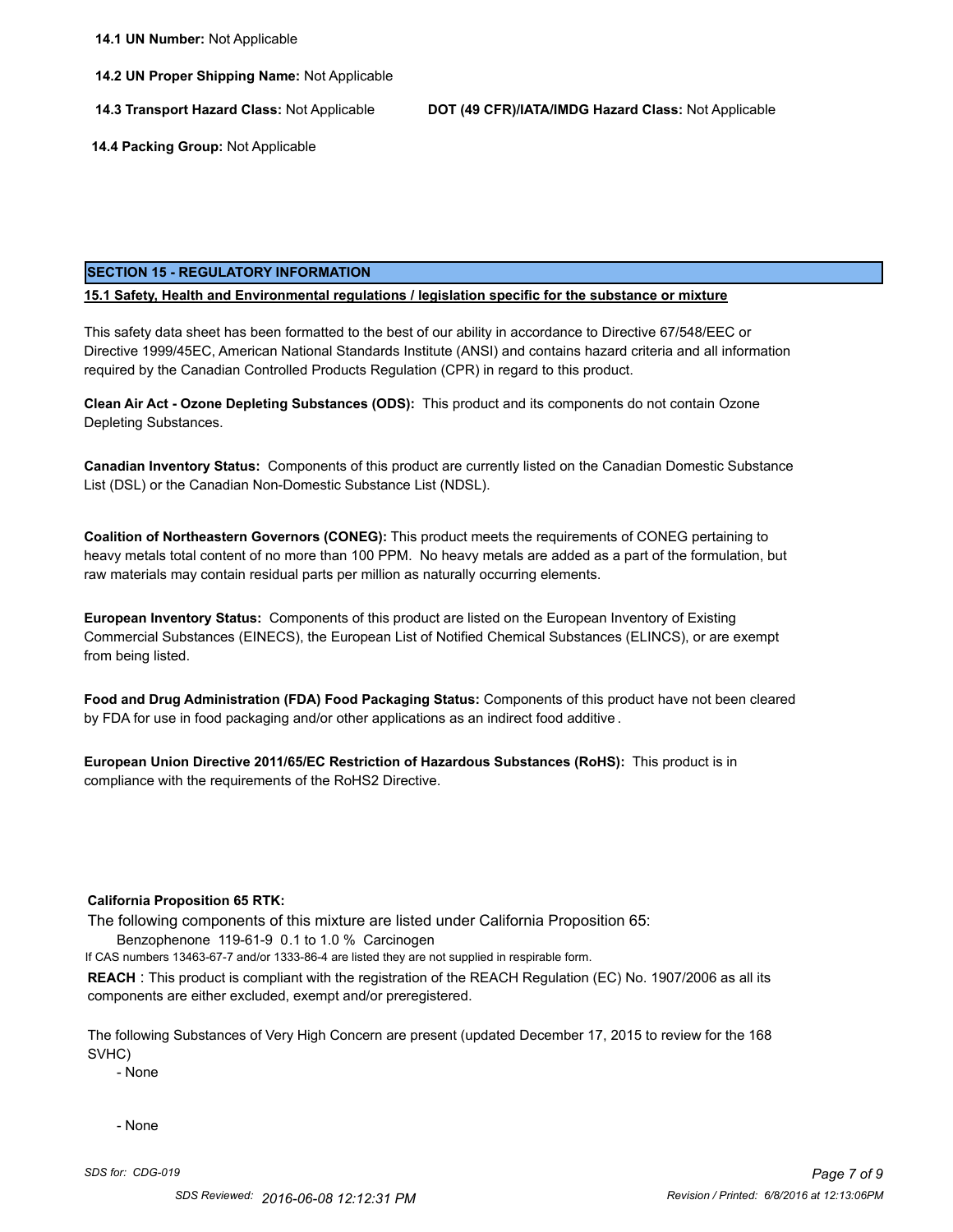**14.1 UN Number:** Not Applicable

**14.2 UN Proper Shipping Name:** Not Applicable

**14.3 Transport Hazard Class:** Not Applicable

**DOT (49 CFR)/IATA/IMDG Hazard Class:** Not Applicable

**14.4 Packing Group:** Not Applicable

## SECTION 15 - REGULATORY INFORMATION

### 15.1 Safety, Health and Environmental regulations / legislation specific for the substance or mixture

This safety data sheet has been formatted to the best of our ability in accordance to Directive 67/548/EEC or Directive 1999/45EC, American National Standards Institute (ANSI) and contains hazard criteria and all information required by the Canadian Controlled Products Regulation (CPR) in regard to this product.

**Clean Air Act - Ozone Depleting Substances (ODS):** This product and its components do not contain Ozone Depleting Substances.

**Canadian Inventory Status:** Components of this product are currently listed on the Canadian Domestic Substance List (DSL) or the Canadian Non-Domestic Substance List (NDSL).

**Coalition of Northeastern Governors (CONEG):** This product meets the requirements of CONEG pertaining to heavy metals total content of no more than 100 PPM. No heavy metals are added as a part of the formulation, but raw materials may contain residual parts per million as naturally occurring elements.

**European Inventory Status:** Components of this product are listed on the European Inventory of Existing Commercial Substances (EINECS), the European List of Notified Chemical Substances (ELINCS), or are exempt from being listed.

**Food and Drug Administration (FDA) Food Packaging Status:** Components of this product have not been cleared by FDA for use in food packaging and/or other applications as an indirect food additive.

**European Union Directive 2011/65/EC Restriction of Hazardous Substances (RoHS):** This product is in compliance with the requirements of the RoHS2 Directive.

**California Proposition 65 RTK:**

The following components of this mixture are listed under California Proposition 65:

Benzophenone 119-61-9 0.1 to 1.0 % Carcinogen

If CAS numbers 13463-67-7 and/or 1333-86-4 are listed they are not supplied in respirable form.

**REACH** : This product is compliant with the registration of the REACH Regulation (EC) No. 1907/2006 as all its components are either excluded, exempt and/or preregistered.

The following Substances of Very High Concern are present (updated December 17, 2015 to review for the 168 SVHC)

- None

- None

*SDS for: CDG-019*

*SDS Reviewed: 2016-06-08 12:12:31 PM*

*Revision / Printed: 6/8/2016 at 12:13:06PM*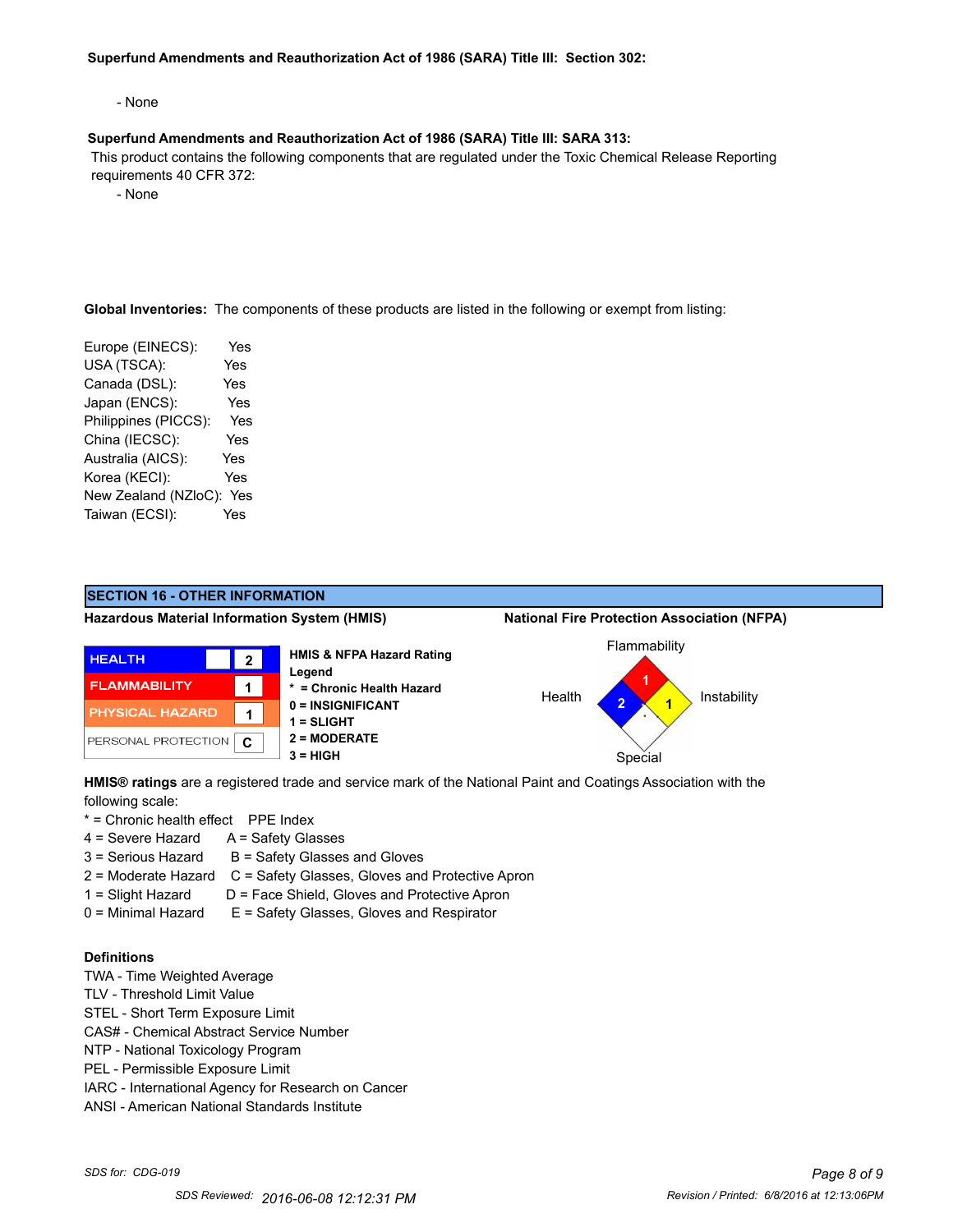**Superfund Amendments and Reauthorization Act of 1986 (SARA) Title III: Section 302:**

- None

**Superfund Amendments and Reauthorization Act of 1986 (SARA) Title III: SARA 313:**

This product contains the following components that are regulated under the Toxic Chemical Release Reporting requirements 40 CFR 372:

- None

**Global Inventories:** The components of these products are listed in the following or exempt from listing:

| | |
|---|---|
| Europe (EINECS): | Yes |
| USA (TSCA): | Yes |
| Canada (DSL): | Yes |
| Japan (ENCS): | Yes |
| Philippines (PICCS): | Yes |
| China (IECSC): | Yes |
| Australia (AICS): | Yes |
| Korea (KECI): | Yes |
| New Zealand (NZloC): | Yes |
| Taiwan (ECSI): | Yes |

## SECTION 16 - OTHER INFORMATION

**Hazardous Material Information System (HMIS)**

| | | |
|---|---|---|
| HEALTH | | 2 |
| FLAMMABILITY | | 1 |
| PHYSICAL HAZARD | | 1 |
| PERSONAL PROTECTION | | C |

**HMIS & NFPA Hazard Rating Legend**
**\* = Chronic Health Hazard**
**0 = INSIGNIFICANT**
**1 = SLIGHT**
**2 = MODERATE**
**3 = HIGH**

**National Fire Protection Association (NFPA)**

Flammability: 1
Health: 2
Instability: 1
Special:

**HMIS® ratings** are a registered trade and service mark of the National Paint and Coatings Association with the following scale:

| | |
|---|---|
| * = Chronic health effect | PPE Index |
| 4 = Severe Hazard | A = Safety Glasses |
| 3 = Serious Hazard | B = Safety Glasses and Gloves |
| 2 = Moderate Hazard | C = Safety Glasses, Gloves and Protective Apron |
| 1 = Slight Hazard | D = Face Shield, Gloves and Protective Apron |
| 0 = Minimal Hazard | E = Safety Glasses, Gloves and Respirator |

**Definitions**

TWA - Time Weighted Average
TLV - Threshold Limit Value
STEL - Short Term Exposure Limit
CAS# - Chemical Abstract Service Number
NTP - National Toxicology Program
PEL - Permissible Exposure Limit
IARC - International Agency for Research on Cancer
ANSI - American National Standards Institute

*SDS for: CDG-019*

*SDS Reviewed: 2016-06-08 12:12:31 PM*

*Revision / Printed: 6/8/2016 at 12:13:06PM*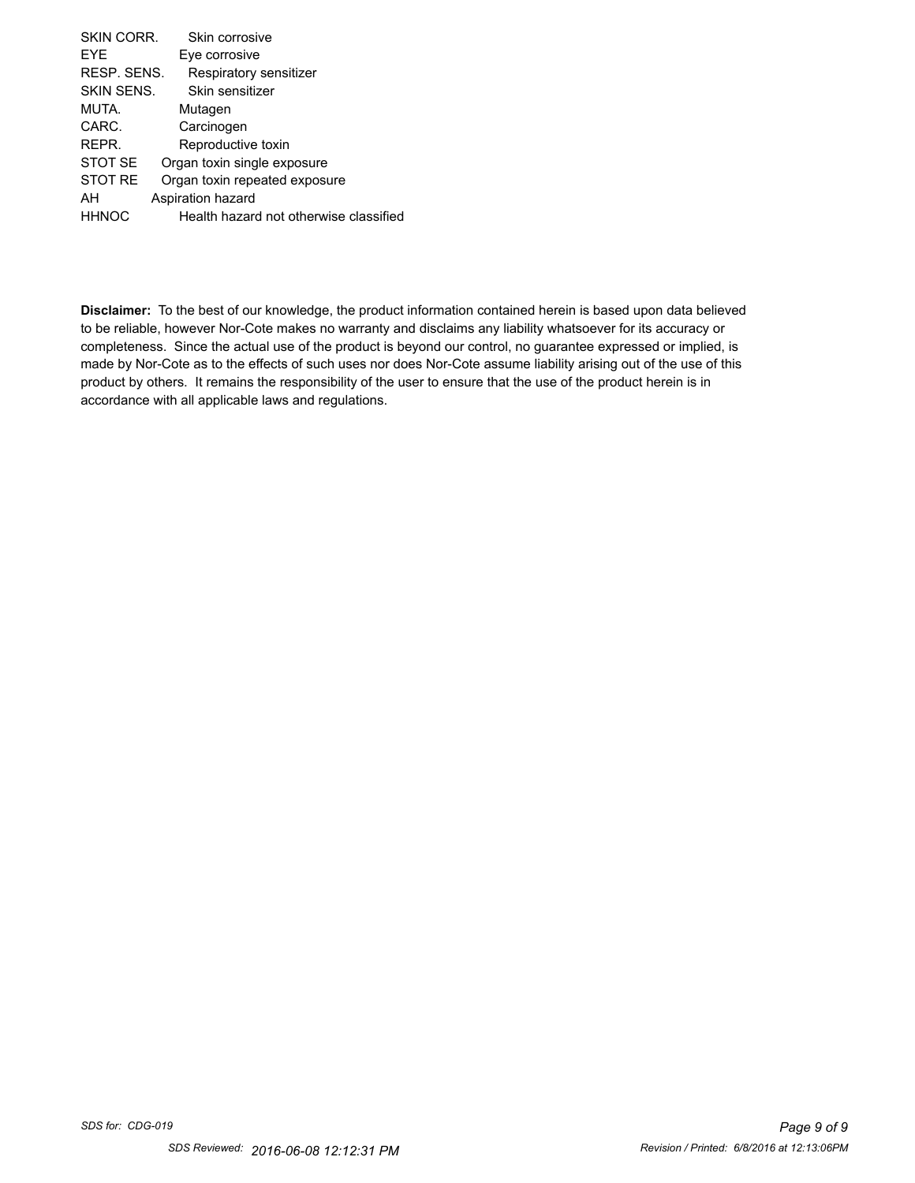| | |
|---|---|
| SKIN CORR. | Skin corrosive |
| EYE | Eye corrosive |
| RESP. SENS. | Respiratory sensitizer |
| SKIN SENS. | Skin sensitizer |
| MUTA. | Mutagen |
| CARC. | Carcinogen |
| REPR. | Reproductive toxin |
| STOT SE | Organ toxin single exposure |
| STOT RE | Organ toxin repeated exposure |
| AH | Aspiration hazard |
| HHNOC | Health hazard not otherwise classified |

**Disclaimer:** To the best of our knowledge, the product information contained herein is based upon data believed to be reliable, however Nor-Cote makes no warranty and disclaims any liability whatsoever for its accuracy or completeness. Since the actual use of the product is beyond our control, no guarantee expressed or implied, is made by Nor-Cote as to the effects of such uses nor does Nor-Cote assume liability arising out of the use of this product by others. It remains the responsibility of the user to ensure that the use of the product herein is in accordance with all applicable laws and regulations.